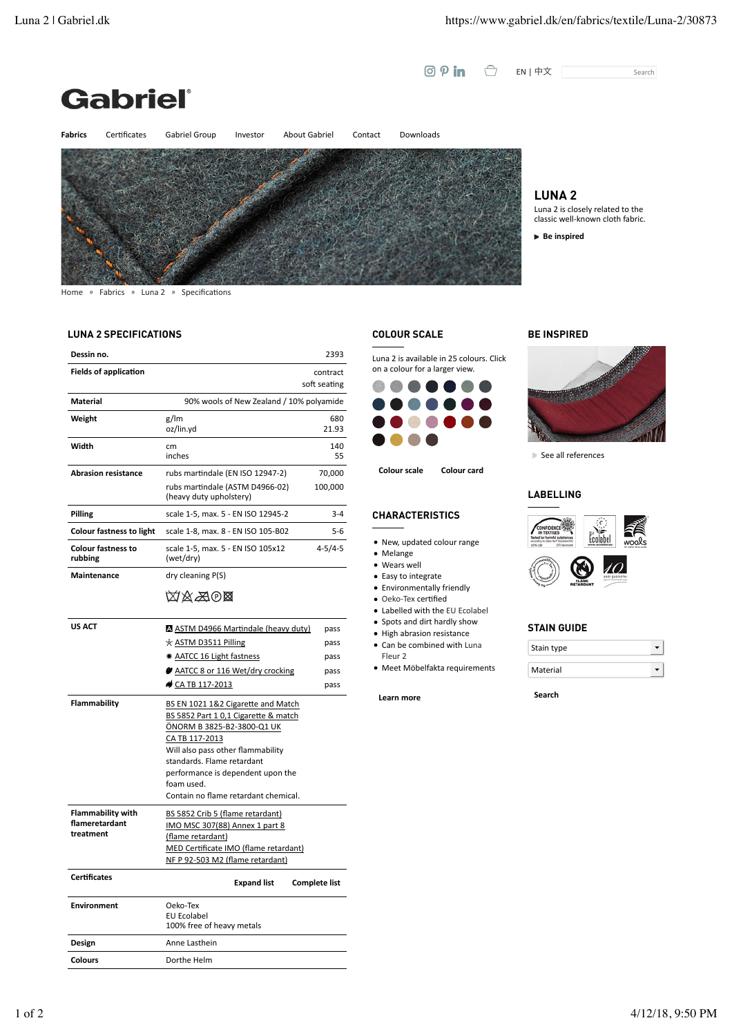Gabriel

Fabrics | Certificates | Gabriel Group | Investor | About Gabriel | Contact | Downloads

EN | 中文

## LUNA 2

Luna 2 is closely related to the classic well-known cloth fabric.

▶ Be inspired

Home » Fabrics » Luna 2 » Specifications

### LUNA 2 SPECIFICATIONS

| | | |
|---|---|---|
| **Dessin no.** | | 2393 |
| **Fields of application** | | contract<br>soft seating |
| **Material** | | 90% wools of New Zealand / 10% polyamide |
| **Weight** | g/lm<br>oz/lin.yd | 680<br>21.93 |
| **Width** | cm<br>inches | 140<br>55 |
| **Abrasion resistance** | rubs martindale (EN ISO 12947-2)<br>rubs martindale (ASTM D4966-02) (heavy duty upholstery) | 70,000<br>100,000 |
| **Pilling** | scale 1-5, max. 5 - EN ISO 12945-2 | 3-4 |
| **Colour fastness to light** | scale 1-8, max. 8 - EN ISO 105-B02 | 5-6 |
| **Colour fastness to rubbing** | scale 1-5, max. 5 - EN ISO 105x12 (wet/dry) | 4-5/4-5 |
| **Maintenance** | dry cleaning P(S) | |
| **US ACT** | ASTM D4966 Martindale (heavy duty)<br>ASTM D3511 Pilling<br>AATCC 16 Light fastness<br>AATCC 8 or 116 Wet/dry crocking<br>CA TB 117-2013 | pass<br>pass<br>pass<br>pass<br>pass |
| **Flammability** | BS EN 1021 1&2 Cigarette and Match<br>BS 5852 Part 1 0,1 Cigarette & match<br>ÖNORM B 3825-B2-3800-Q1 UK<br>CA TB 117-2013<br>Will also pass other flammability standards. Flame retardant performance is dependent upon the foam used.<br>Contain no flame retardant chemical. | |
| **Flammability with flameretardant treatment** | BS 5852 Crib 5 (flame retardant)<br>IMO MSC 307(88) Annex 1 part 8 (flame retardant)<br>MED Certificate IMO (flame retardant)<br>NF P 92-503 M2 (flame retardant) | |
| **Certificates** | Expand list | Complete list |
| **Environment** | Oeko-Tex<br>EU Ecolabel<br>100% free of heavy metals | |
| **Design** | Anne Lasthein | |
| **Colours** | Dorthe Helm | |

### COLOUR SCALE

Luna 2 is available in 25 colours. Click on a colour for a larger view.

Colour scale | Colour card

### CHARACTERISTICS

- New, updated colour range
- Melange
- Wears well
- Easy to integrate
- Environmentally friendly
- Oeko-Tex certified
- Labelled with the EU Ecolabel
- Spots and dirt hardly show
- High abrasion resistance
- Can be combined with Luna Fleur 2
- Meet Möbelfakta requirements

Learn more

### BE INSPIRED

See all references

### LABELLING

### STAIN GUIDE

Stain type

Material

Search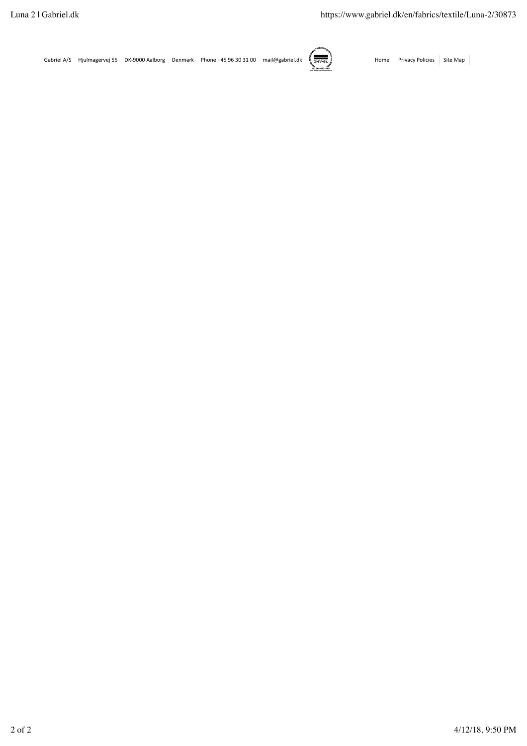Gabriel A/S Hjulmagervej 55 DK-9000 Aalborg Denmark Phone +45 96 30 31 00 mail@gabriel.dk

Home | Privacy Policies | Site Map